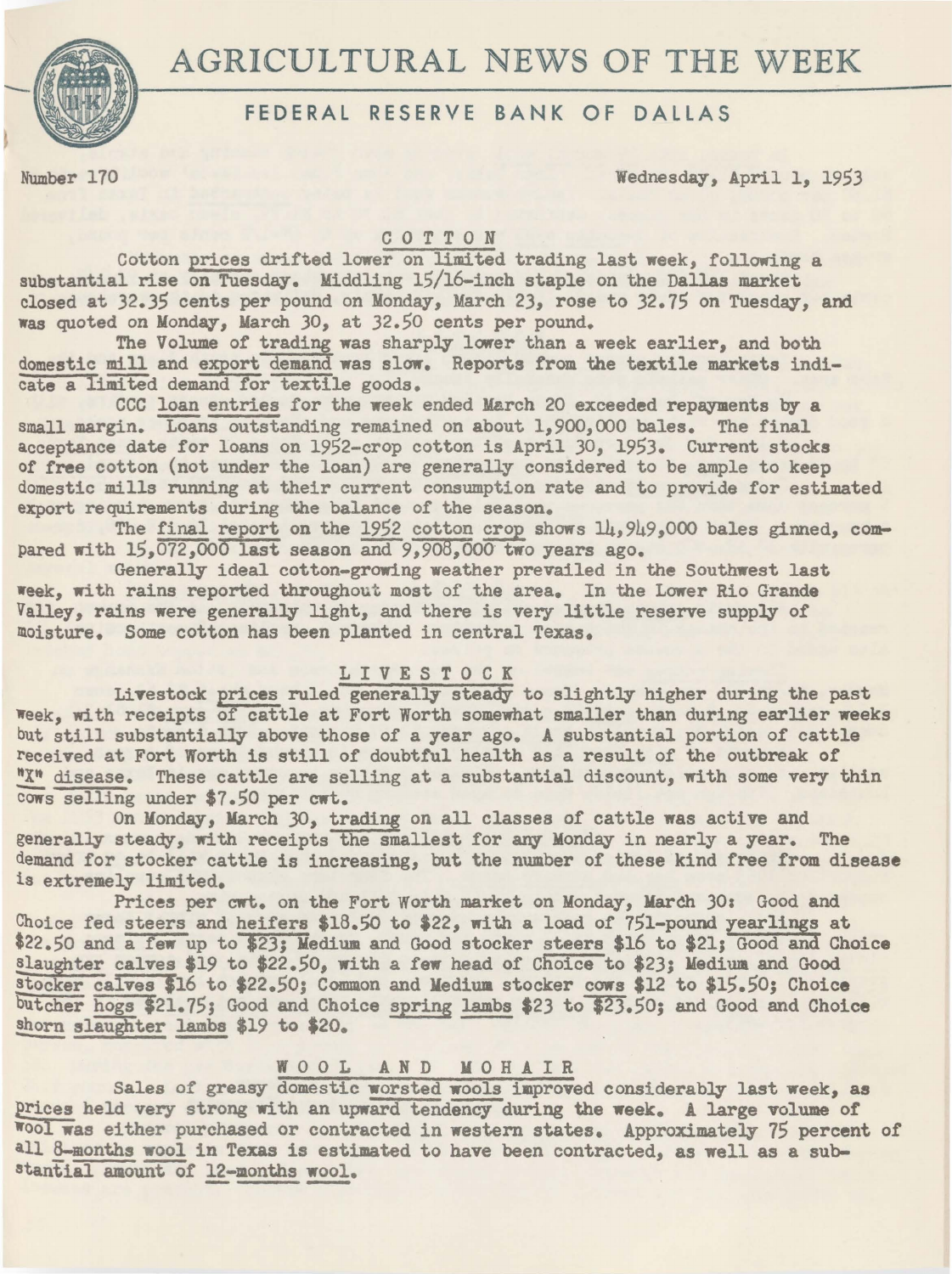# AGRICULTURAL NEWS OF THE WEEK

## FEDERAL RESERVE BANK OF DALLAS

Number 170 — Wednesday, April 1, 1953

### COTTON

Cotton prices drifted lower on limited trading last week, following a substantial rise on Tuesday. Middling 15/16-inch staple on the Dallas market closed at 32.35 cents per pound on Monday, March 23, rose to 32.75 on Tuesday, and was quoted on Monday, March 30, at 32.50 cents per pound.

The Volume of trading was sharply lower than a week earlier, and both domestic mill and export demand was slow. Reports from the textile markets indicate a limited demand for textile goods.

CCC loan entries for the week ended March 20 exceeded repayments by a small margin. Loans outstanding remained on about 1,900,000 bales. The final acceptance date for loans on 1952-crop cotton is April 30, 1953. Current stocks of free cotton (not under the loan) are generally considered to be ample to keep domestic mills running at their current consumption rate and to provide for estimated export requirements during the balance of the season.

The final report on the 1952 cotton crop shows 14,949,000 bales ginned, compared with 15,072,000 last season and 9,908,000 two years ago.

Generally ideal cotton-growing weather prevailed in the Southwest last week, with rains reported throughout most of the area. In the Lower Rio Grande Valley, rains were generally light, and there is very little reserve supply of moisture. Some cotton has been planted in central Texas.

### LIVESTOCK

Livestock prices ruled generally steady to slightly higher during the past week, with receipts of cattle at Fort Worth somewhat smaller than during earlier weeks but still substantially above those of a year ago. A substantial portion of cattle received at Fort Worth is still of doubtful health as a result of the outbreak of "X" disease. These cattle are selling at a substantial discount, with some very thin cows selling under $7.50 per cwt.

On Monday, March 30, trading on all classes of cattle was active and generally steady, with receipts the smallest for any Monday in nearly a year. The demand for stocker cattle is increasing, but the number of these kind free from disease is extremely limited.

Prices per cwt. on the Fort Worth market on Monday, March 30: Good and Choice fed steers and heifers $18.50 to $22, with a load of 751-pound yearlings at $22.50 and a few up to $23; Medium and Good stocker steers $16 to $21; Good and Choice slaughter calves $19 to $22.50, with a few head of Choice to $23; Medium and Good stocker calves $16 to $22.50; Common and Medium stocker cows $12 to $15.50; Choice butcher hogs $21.75; Good and Choice spring lambs $23 to $23.50; and Good and Choice shorn slaughter lambs $19 to $20.

### WOOL AND MOHAIR

Sales of greasy domestic worsted wools improved considerably last week, as prices held very strong with an upward tendency during the week. A large volume of wool was either purchased or contracted in western states. Approximately 75 percent of all 8-months wool in Texas is estimated to have been contracted, as well as a substantial amount of 12-months wool.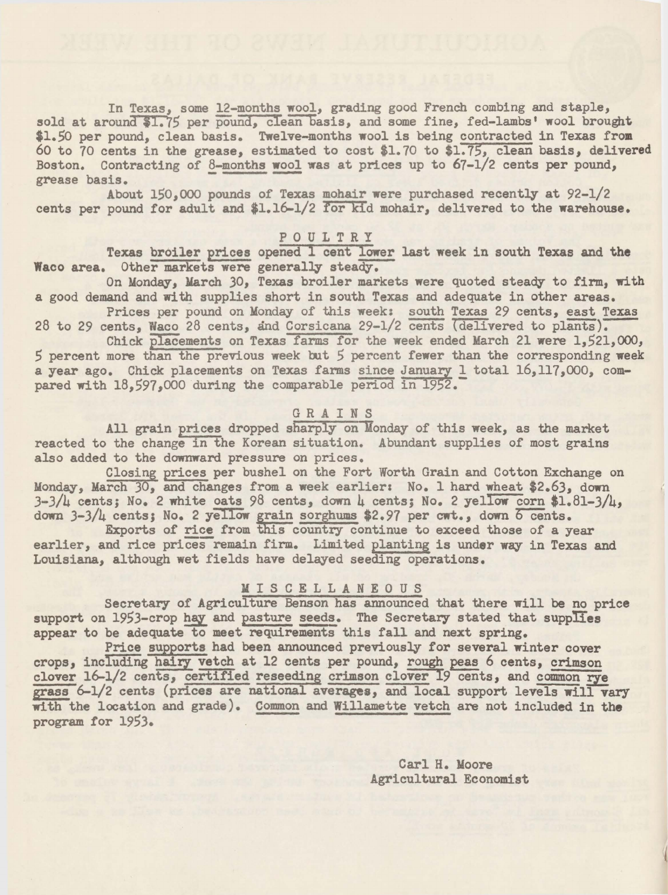In Texas, some 12-months wool, grading good French combing and staple, sold at around $1.75 per pound, clean basis, and some fine, fed-lambs' wool brought $1.50 per pound, clean basis. Twelve-months wool is being contracted in Texas from 60 to 70 cents in the grease, estimated to cost $1.70 to $1.75, clean basis, delivered Boston. Contracting of 8-months wool was at prices up to 67-1/2 cents per pound, grease basis.

About 150,000 pounds of Texas mohair were purchased recently at 92-1/2 cents per pound for adult and $1.16-1/2 for kid mohair, delivered to the warehouse.

## POULTRY

Texas broiler prices opened 1 cent lower last week in south Texas and the Waco area. Other markets were generally steady.

On Monday, March 30, Texas broiler markets were quoted steady to firm, with a good demand and with supplies short in south Texas and adequate in other areas.

Prices per pound on Monday of this week: south Texas 29 cents, east Texas 28 to 29 cents, Waco 28 cents, and Corsicana 29-1/2 cents (delivered to plants).

Chick placements on Texas farms for the week ended March 21 were 1,521,000, 5 percent more than the previous week but 5 percent fewer than the corresponding week a year ago. Chick placements on Texas farms since January 1 total 16,117,000, compared with 18,597,000 during the comparable period in 1952.

## GRAINS

All grain prices dropped sharply on Monday of this week, as the market reacted to the change in the Korean situation. Abundant supplies of most grains also added to the downward pressure on prices.

Closing prices per bushel on the Fort Worth Grain and Cotton Exchange on Monday, March 30, and changes from a week earlier: No. 1 hard wheat $2.63, down 3-3/4 cents; No. 2 white oats 98 cents, down 4 cents; No. 2 yellow corn $1.81-3/4, down 3-3/4 cents; No. 2 yellow grain sorghums $2.97 per cwt., down 6 cents.

Exports of rice from this country continue to exceed those of a year earlier, and rice prices remain firm. Limited planting is under way in Texas and Louisiana, although wet fields have delayed seeding operations.

## MISCELLANEOUS

Secretary of Agriculture Benson has announced that there will be no price support on 1953-crop hay and pasture seeds. The Secretary stated that supplies appear to be adequate to meet requirements this fall and next spring.

Price supports had been announced previously for several winter cover crops, including hairy vetch at 12 cents per pound, rough peas 6 cents, crimson clover 16-1/2 cents, certified reseeding crimson clover 19 cents, and common rye grass 6-1/2 cents (prices are national averages, and local support levels will vary with the location and grade). Common and Willamette vetch are not included in the program for 1953.

Carl H. Moore
Agricultural Economist